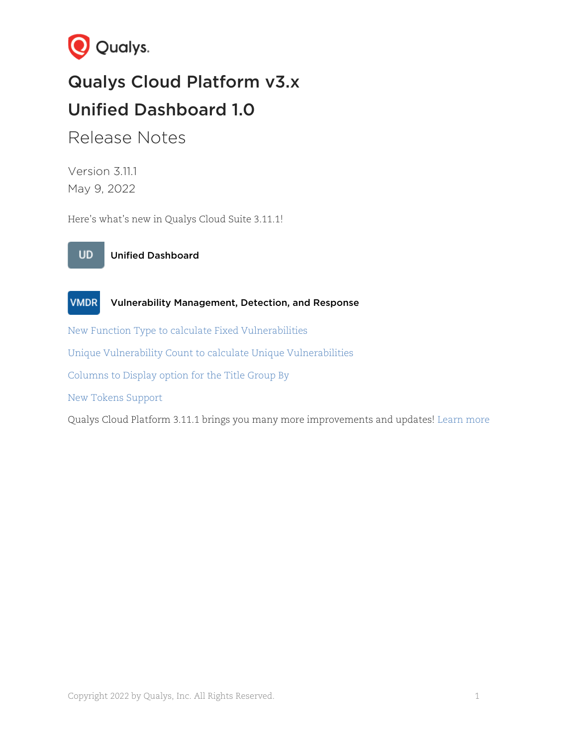# Qualys Cloud Platform v3.x

# Unified Dashboard 1.0

## Release Notes

Version 3.11.1
May 9, 2022

Here's what's new in Qualys Cloud Suite 3.11.1!

**UD** **Unified Dashboard**

**VMDR** **Vulnerability Management, Detection, and Response**

New Function Type to calculate Fixed Vulnerabilities

Unique Vulnerability Count to calculate Unique Vulnerabilities

Columns to Display option for the Title Group By

New Tokens Support

Qualys Cloud Platform 3.11.1 brings you many more improvements and updates! Learn more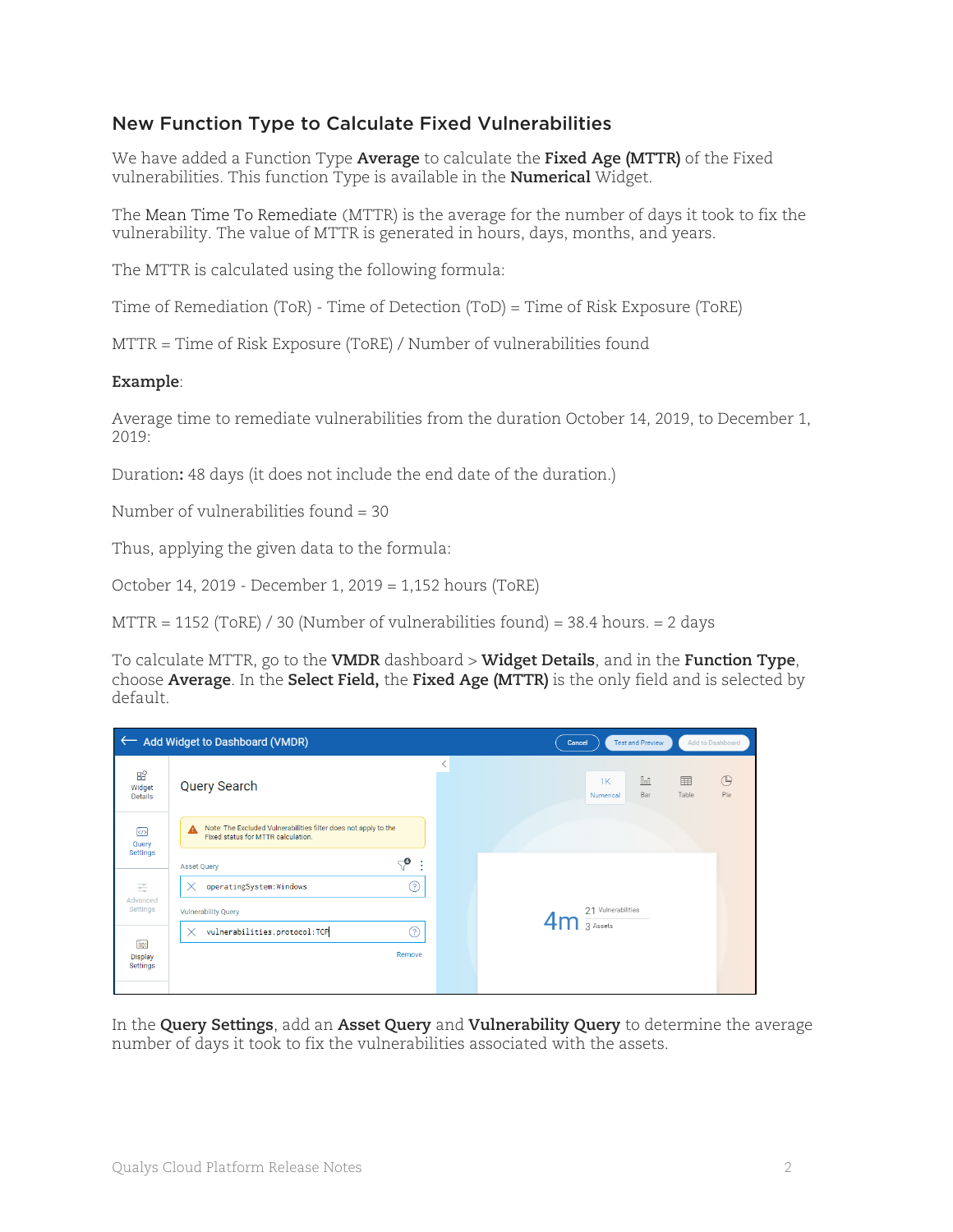## New Function Type to Calculate Fixed Vulnerabilities

We have added a Function Type **Average** to calculate the **Fixed Age (MTTR)** of the Fixed vulnerabilities. This function Type is available in the **Numerical** Widget.

The Mean Time To Remediate (MTTR) is the average for the number of days it took to fix the vulnerability. The value of MTTR is generated in hours, days, months, and years.

The MTTR is calculated using the following formula:

Time of Remediation (ToR) - Time of Detection (ToD) = Time of Risk Exposure (ToRE)

MTTR = Time of Risk Exposure (ToRE) / Number of vulnerabilities found

**Example**:

Average time to remediate vulnerabilities from the duration October 14, 2019, to December 1, 2019:

Duration**:** 48 days (it does not include the end date of the duration.)

Number of vulnerabilities found = 30

Thus, applying the given data to the formula:

October 14, 2019 - December 1, 2019 = 1,152 hours (ToRE)

MTTR = 1152 (ToRE) / 30 (Number of vulnerabilities found) = 38.4 hours. = 2 days

To calculate MTTR, go to the **VMDR** dashboard > **Widget Details**, and in the **Function Type**, choose **Average**. In the **Select Field,** the **Fixed Age (MTTR)** is the only field and is selected by default.

In the **Query Settings**, add an **Asset Query** and **Vulnerability Query** to determine the average number of days it took to fix the vulnerabilities associated with the assets.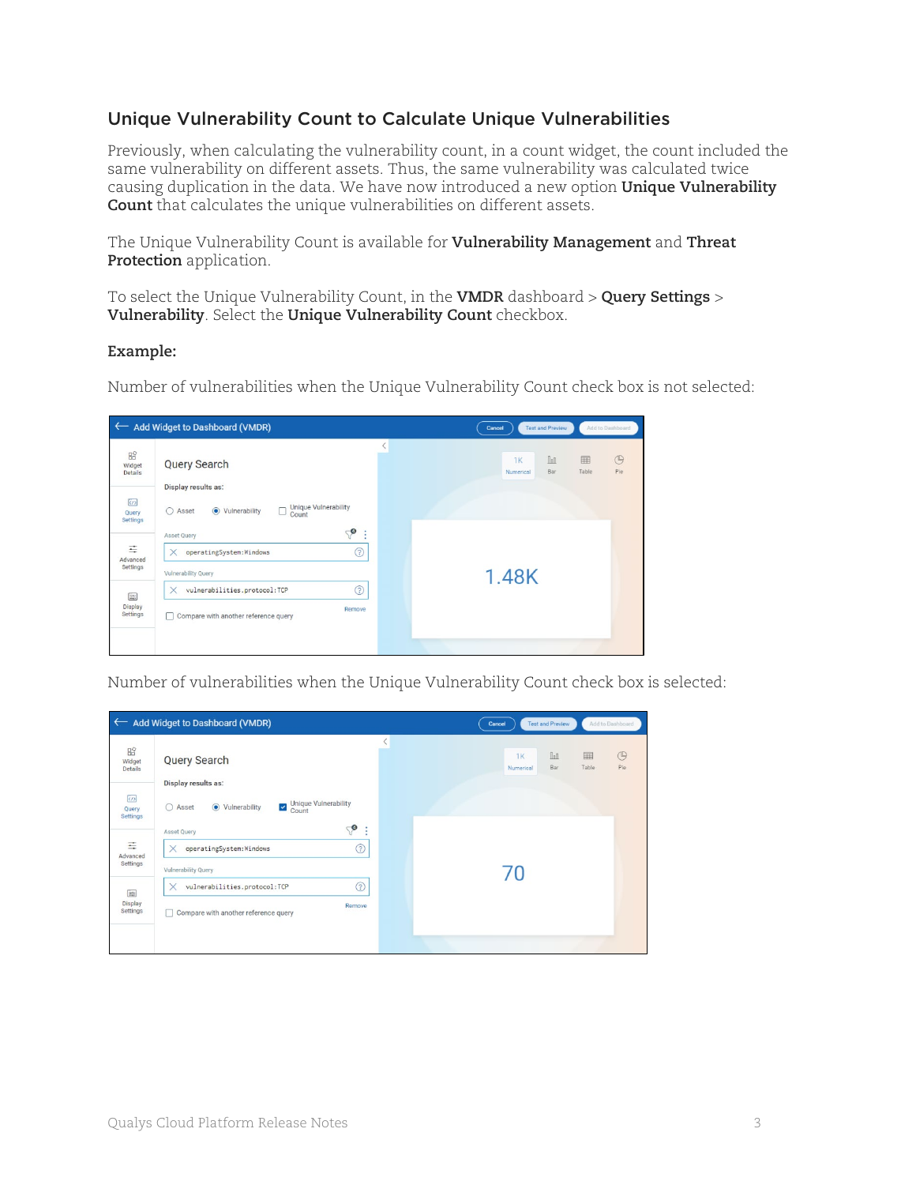## Unique Vulnerability Count to Calculate Unique Vulnerabilities

Previously, when calculating the vulnerability count, in a count widget, the count included the same vulnerability on different assets. Thus, the same vulnerability was calculated twice causing duplication in the data. We have now introduced a new option **Unique Vulnerability Count** that calculates the unique vulnerabilities on different assets.

The Unique Vulnerability Count is available for **Vulnerability Management** and **Threat Protection** application.

To select the Unique Vulnerability Count, in the **VMDR** dashboard > **Query Settings** > **Vulnerability**. Select the **Unique Vulnerability Count** checkbox.

**Example:**

Number of vulnerabilities when the Unique Vulnerability Count check box is not selected:

Number of vulnerabilities when the Unique Vulnerability Count check box is selected: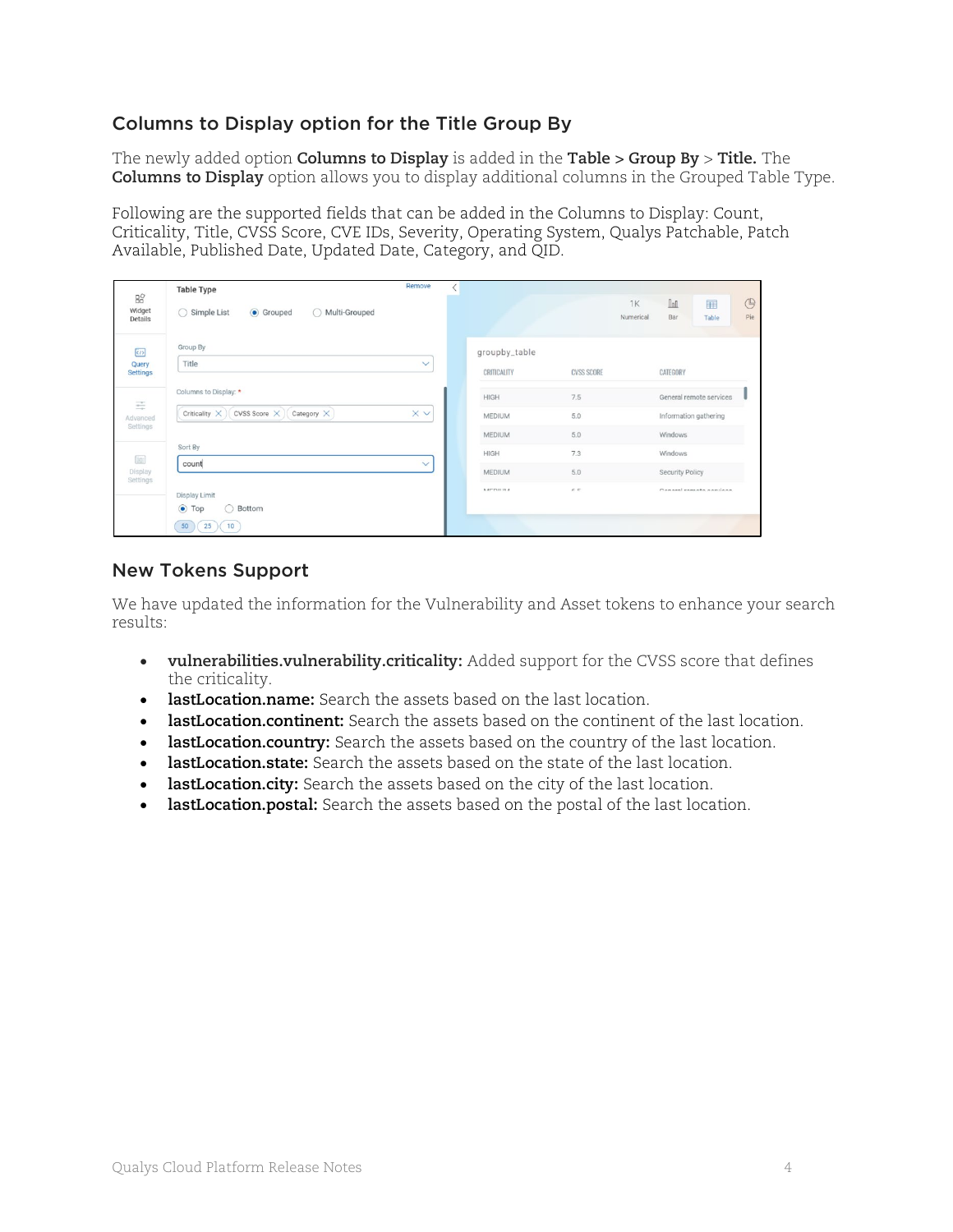## Columns to Display option for the Title Group By

The newly added option **Columns to Display** is added in the **Table > Group By** > **Title.** The **Columns to Display** option allows you to display additional columns in the Grouped Table Type.

Following are the supported fields that can be added in the Columns to Display: Count, Criticality, Title, CVSS Score, CVE IDs, Severity, Operating System, Qualys Patchable, Patch Available, Published Date, Updated Date, Category, and QID.

## New Tokens Support

We have updated the information for the Vulnerability and Asset tokens to enhance your search results:

- **vulnerabilities.vulnerability.criticality:** Added support for the CVSS score that defines the criticality.
- **lastLocation.name:** Search the assets based on the last location.
- **lastLocation.continent:** Search the assets based on the continent of the last location.
- **lastLocation.country:** Search the assets based on the country of the last location.
- **lastLocation.state:** Search the assets based on the state of the last location.
- **lastLocation.city:** Search the assets based on the city of the last location.
- **lastLocation.postal:** Search the assets based on the postal of the last location.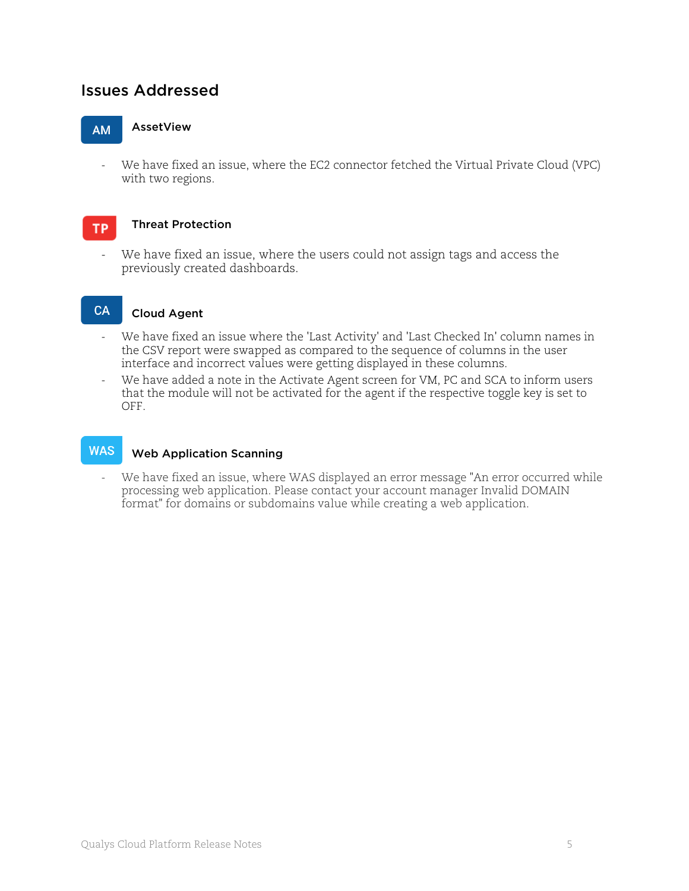## Issues Addressed

### AM AssetView

- We have fixed an issue, where the EC2 connector fetched the Virtual Private Cloud (VPC) with two regions.

### TP Threat Protection

- We have fixed an issue, where the users could not assign tags and access the previously created dashboards.

### CA Cloud Agent

- We have fixed an issue where the 'Last Activity' and 'Last Checked In' column names in the CSV report were swapped as compared to the sequence of columns in the user interface and incorrect values were getting displayed in these columns.
- We have added a note in the Activate Agent screen for VM, PC and SCA to inform users that the module will not be activated for the agent if the respective toggle key is set to OFF.

### WAS Web Application Scanning

- We have fixed an issue, where WAS displayed an error message "An error occurred while processing web application. Please contact your account manager Invalid DOMAIN format" for domains or subdomains value while creating a web application.